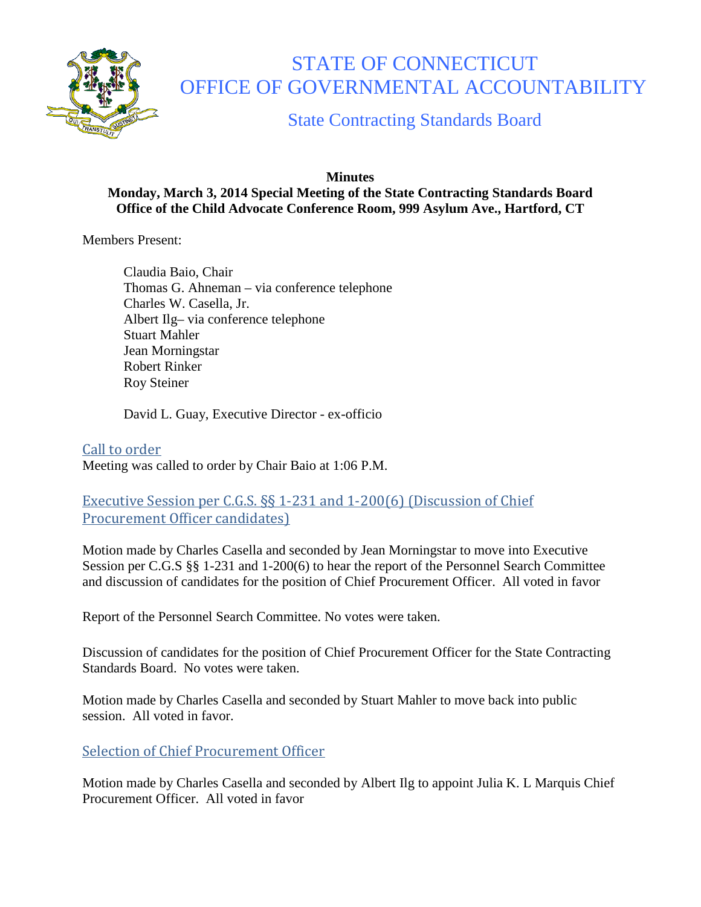# STATE OF CONNECTICUT
# OFFICE OF GOVERNMENTAL ACCOUNTABILITY

## State Contracting Standards Board

**Minutes**
**Monday, March 3, 2014 Special Meeting of the State Contracting Standards Board**
**Office of the Child Advocate Conference Room, 999 Asylum Ave., Hartford, CT**

Members Present:

Claudia Baio, Chair
Thomas G. Ahneman – via conference telephone
Charles W. Casella, Jr.
Albert Ilg– via conference telephone
Stuart Mahler
Jean Morningstar
Robert Rinker
Roy Steiner

David L. Guay, Executive Director - ex-officio

### Call to order

Meeting was called to order by Chair Baio at 1:06 P.M.

### Executive Session per C.G.S. §§ 1-231 and 1-200(6) (Discussion of Chief Procurement Officer candidates)

Motion made by Charles Casella and seconded by Jean Morningstar to move into Executive Session per C.G.S §§ 1-231 and 1-200(6) to hear the report of the Personnel Search Committee and discussion of candidates for the position of Chief Procurement Officer. All voted in favor

Report of the Personnel Search Committee. No votes were taken.

Discussion of candidates for the position of Chief Procurement Officer for the State Contracting Standards Board. No votes were taken.

Motion made by Charles Casella and seconded by Stuart Mahler to move back into public session. All voted in favor.

### Selection of Chief Procurement Officer

Motion made by Charles Casella and seconded by Albert Ilg to appoint Julia K. L Marquis Chief Procurement Officer. All voted in favor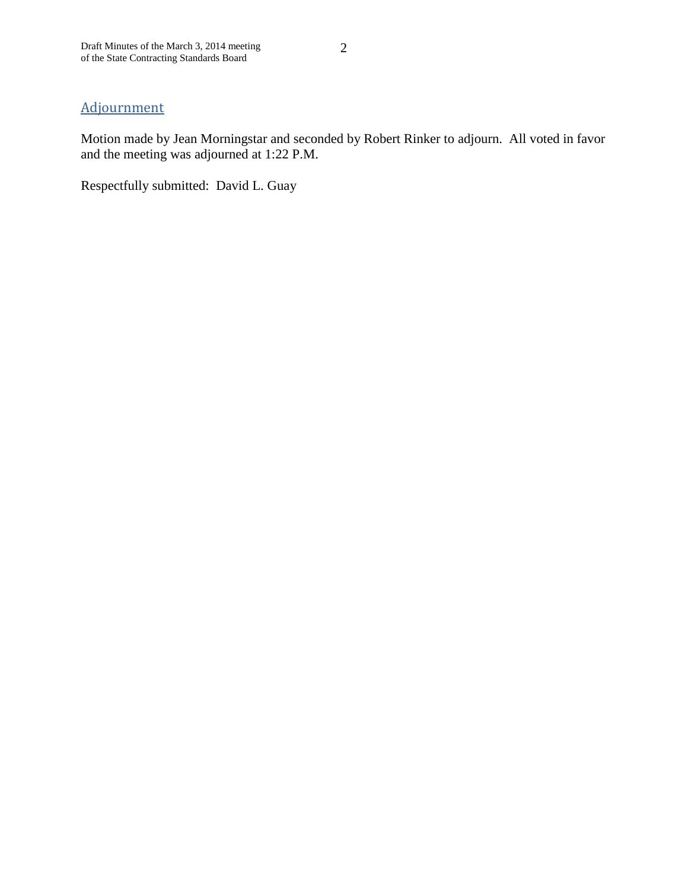## Adjournment

Motion made by Jean Morningstar and seconded by Robert Rinker to adjourn. All voted in favor and the meeting was adjourned at 1:22 P.M.

Respectfully submitted: David L. Guay